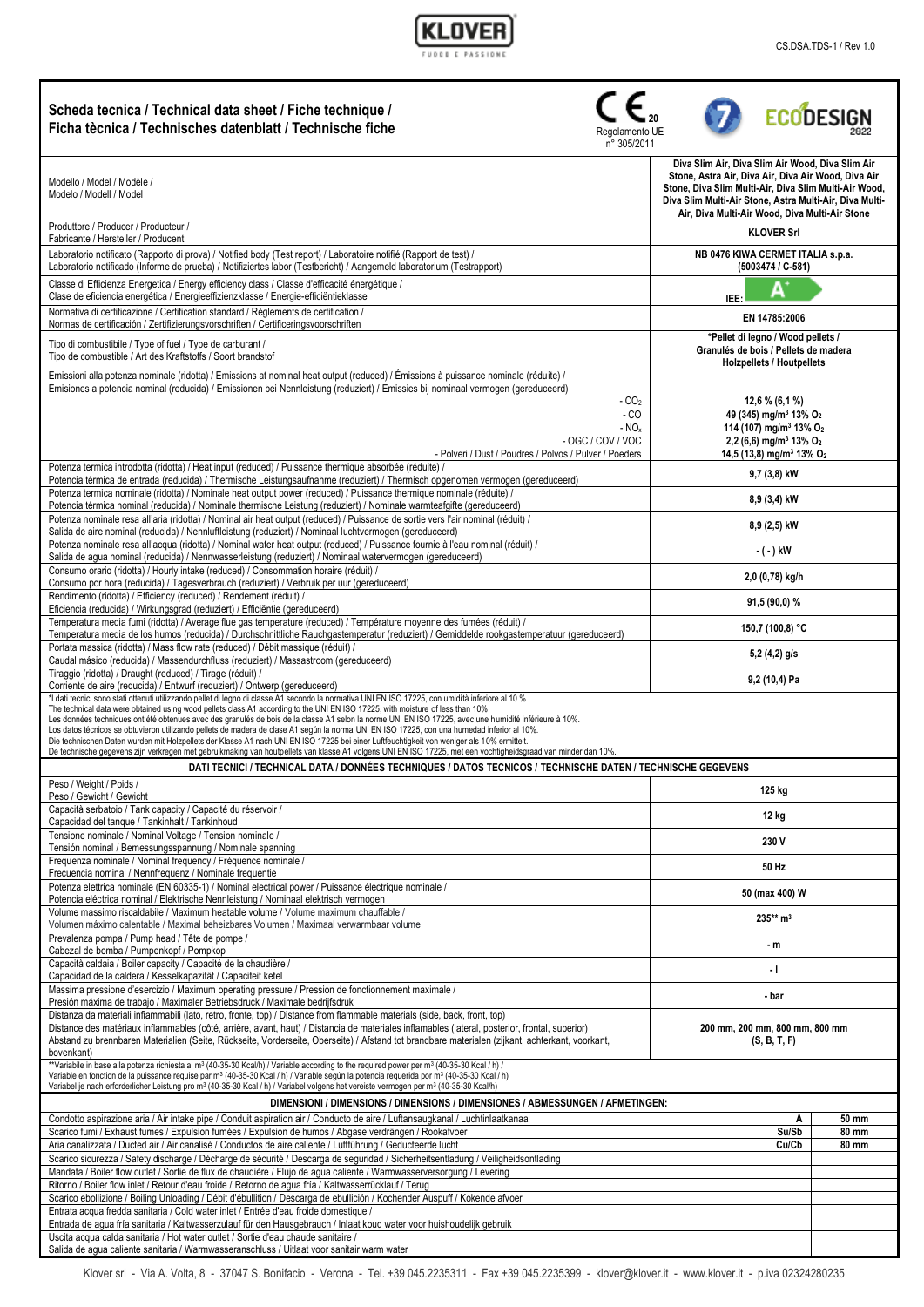# Scheda tecnica / Technical data sheet / Fiche technique / Ficha tècnica / Technisches datenblatt / Technische fiche

Regolamento UE n° 305/2011

| | |
|---|---|
| Modello / Model / Modèle / Modelo / Modell / Model | **Diva Slim Air, Diva Slim Air Wood, Diva Slim Air Stone, Astra Air, Diva Air, Diva Air Wood, Diva Air Stone, Diva Slim Multi-Air, Diva Slim Multi-Air Wood, Diva Slim Multi-Air Stone, Astra Multi-Air, Diva Multi-Air, Diva Multi-Air Wood, Diva Multi-Air Stone** |
| Produttore / Producer / Producteur / Fabricante / Hersteller / Producent | **KLOVER Srl** |
| Laboratorio notificato (Rapporto di prova) / Notified body (Test report) / Laboratoire notifié (Rapport de test) / Laboratorio notificado (Informe de prueba) / Notifiziertes labor (Testbericht) / Aangemeld laboratorium (Testrapport) | **NB 0476 KIWA CERMET ITALIA s.p.a. (5003474 / C-581)** |
| Classe di Efficienza Energetica / Energy efficiency class / Classe d'efficacité énergétique / Clase de eficiencia energética / Energieeffizienzklasse / Energie-efficiëntieklasse | **A+** IEE: |
| Normativa di certificazione / Certification standard / Règlements de certification / Normas de certificación / Zertifizierungsvorschriften / Certificeringsvoorschriften | **EN 14785:2006** |
| Tipo di combustibile / Type of fuel / Type de carburant / Tipo de combustible / Art des Kraftstoffs / Soort brandstof | **\*Pellet di legno / Wood pellets / Granulés de bois / Pellets de madera Holzpellets / Houtpellets** |
| Emissioni alla potenza nominale (ridotta) / Emissions at nominal heat output (reduced) / Émissions à puissance nominale (réduite) / Emisiones a potencia nominal (reducida) / Emissionen bei Nennleistung (reduziert) / Emissies bij nominaal vermogen (gereduceerd) | |
| - $CO_2$ | **12,6 % (6,1 %)** |
| - CO | **49 (345) mg/m³ 13% $O_2$** |
| - $NO_x$ | **114 (107) mg/m³ 13% $O_2$** |
| - OGC / COV / VOC | **2,2 (6,6) mg/m³ 13% $O_2$** |
| - Polveri / Dust / Poudres / Polvos / Pulver / Poeders | **14,5 (13,8) mg/m³ 13% $O_2$** |
| Potenza termica introdotta (ridotta) / Heat input (reduced) / Puissance thermique absorbée (réduite) / Potencia térmica de entrada (reducida) / Thermische Leistungsaufnahme (reduziert) / Thermisch opgenomen vermogen (gereduceerd) | **9,7 (3,8) kW** |
| Potenza termica nominale (ridotta) / Nominale heat output power (reduced) / Puissance thermique nominale (réduite) / Potencia térmica nominal (reducida) / Nominale thermische Leistung (reduziert) / Nominale warmteafgifte (gereduceerd) | **8,9 (3,4) kW** |
| Potenza nominale resa all'aria (ridotta) / Nominal air heat output (reduced) / Puissance de sortie vers l'air nominal (réduit) / Salida de aire nominal (reducida) / Nennluftleistung (reduziert) / Nominaal luchtvermogen (gereduceerd) | **8,9 (2,5) kW** |
| Potenza nominale resa all'acqua (ridotta) / Nominal water heat output (reduced) / Puissance fournie à l'eau nominal (réduit) / Salida de agua nominal (reducida) / Nennwasserleistung (reduziert) / Nominaal watervermogen (gereduceerd) | **- ( - ) kW** |
| Consumo orario (ridotta) / Hourly intake (reduced) / Consommation horaire (réduit) / Consumo por hora (reducida) / Tagesverbrauch (reduziert) / Verbruik per uur (gereduceerd) | **2,0 (0,78) kg/h** |
| Rendimento (ridotta) / Efficiency (reduced) / Rendement (réduit) / Eficiencia (reducida) / Wirkungsgrad (reduziert) / Efficiëntie (gereduceerd) | **91,5 (90,0) %** |
| Temperatura media fumi (ridotta) / Average flue gas temperature (reduced) / Température moyenne des fumées (réduit) / Temperatura media de los humos (reducida) / Durchschnittliche Rauchgastemperatur (reduziert) / Gemiddelde rookgastemperatuur (gereduceerd) | **150,7 (100,8) °C** |
| Portata massica (ridotta) / Mass flow rate (reduced) / Débit massique (réduit) / Caudal másico (reducida) / Massendurchfluss (reduziert) / Massastroom (gereduceerd) | **5,2 (4,2) g/s** |
| Tiraggio (ridotta) / Draught (reduced) / Tirage (réduit) / Corriente de aire (reducida) / Entwurf (reduziert) / Ontwerp (gereduceerd) | **9,2 (10,4) Pa** |

\*I dati tecnici sono stati ottenuti utilizzando pellet di legno di classe A1 secondo la normativa UNI EN ISO 17225, con umidità inferiore al 10 %
The technical data were obtained using wood pellets class A1 according to the UNI EN ISO 17225, with moisture of less than 10%
Les données techniques ont été obtenues avec des granulés de bois de la classe A1 selon la norme UNI EN ISO 17225, avec une humidité inférieure à 10%.
Los datos técnicos se obtuvieron utilizando pellets de madera de clase A1 según la norma UNI EN ISO 17225, con una humedad inferior al 10%.
Die technischen Daten wurden mit Holzpellets der Klasse A1 nach UNI EN ISO 17225 bei einer Luftfeuchtigkeit von weniger als 10% ermittelt.
De technische gegevens zijn verkregen met gebruikmaking van houtpellets van klasse A1 volgens UNI EN ISO 17225, met een vochtigheidsgraad van minder dan 10%.

## DATI TECNICI / TECHNICAL DATA / DONNÉES TECHNIQUES / DATOS TECNICOS / TECHNISCHE DATEN / TECHNISCHE GEGEVENS

| | |
|---|---|
| Peso / Weight / Poids / Peso / Gewicht / Gewicht | **125 kg** |
| Capacità serbatoio / Tank capacity / Capacité du réservoir / Capacidad del tanque / Tankinhalt / Tankinhoud | **12 kg** |
| Tensione nominale / Nominal Voltage / Tension nominale / Tensión nominal / Bemessungsspannung / Nominale spanning | **230 V** |
| Frequenza nominale / Nominal frequency / Fréquence nominale / Frecuencia nominal / Nennfrequenz / Nominale frequentie | **50 Hz** |
| Potenza elettrica nominale (EN 60335-1) / Nominal electrical power / Puissance électrique nominale / Potencia eléctrica nominal / Elektrische Nennleistung / Nominaal elektrisch vermogen | **50 (max 400) W** |
| Volume massimo riscaldabile / Maximum heatable volume / Volume maximum chauffable / Volumen máximo calentable / Maximal beheizbares Volumen / Maximaal verwarmbaar volume | **235\*\* m³** |
| Prevalenza pompa / Pump head / Tête de pompe / Cabezal de bomba / Pumpenkopf / Pompkop | **- m** |
| Capacità caldaia / Boiler capacity / Capacité de la chaudière / Capacidad de la caldera / Kesselkapazität / Capaciteit ketel | **- l** |
| Massima pressione d'esercizio / Maximum operating pressure / Pression de fonctionnement maximale / Presión máxima de trabajo / Maximaler Betriebsdruck / Maximale bedrijfsdruk | **- bar** |
| Distanza da materiali infiammabili (lato, retro, fronte, top) / Distance from flammable materials (side, back, front, top) / Distance des matériaux inflammables (côté, arrière, avant, haut) / Distancia de materiales inflamables (lateral, posterior, frontal, superior) / Abstand zu brennbaren Materialien (Seite, Rückseite, Vorderseite, Oberseite) / Afstand tot brandbare materialen (zijkant, achterkant, voorkant, bovenkant) | **200 mm, 200 mm, 800 mm, 800 mm (S, B, T, F)** |

\*\*Variabile in base alla potenza richiesta al m³ (40-35-30 Kcal/h) / Variable according to the required power per m³ (40-35-30 Kcal / h) /
Variable en fonction de la puissance requise par m³ (40-35-30 Kcal / h) / Variable según la potencia requerida por m³ (40-35-30 Kcal / h)
Variabel je nach erforderlicher Leistung pro m³ (40-35-30 Kcal / h) / Variabel volgens het vereiste vermogen per m³ (40-35-30 Kcal/h)

## DIMENSIONI / DIMENSIONS / DIMENSIONS / DIMENSIONES / ABMESSUNGEN / AFMETINGEN:

| | | |
|---|---|---|
| Condotto aspirazione aria / Air intake pipe / Conduit aspiration air / Conducto de aire / Luftansaugkanal / Luchtinlaatkanaal | A | 50 mm |
| Scarico fumi / Exhaust fumes / Expulsion fumées / Expulsión de humos / Abgase verdrängen / Rookafvoer | Su/Sb | 80 mm |
| Aria canalizzata / Ducted air / Air canalisé / Conductos de aire caliente / Luftführung / Geducteerde lucht | Cu/Cb | 80 mm |
| Scarico sicurezza / Safety discharge / Décharge de sécurité / Descarga de seguridad / Sicherheitsentladung / Veiligheidsontlading | | |
| Mandata / Boiler flow outlet / Sortie de flux de chaudière / Flujo de agua caliente / Warmwasserversorgung / Levering | | |
| Ritorno / Boiler flow inlet / Retour d'eau froide / Retorno de agua fría / Kaltwasserrücklauf / Terug | | |
| Scarico ebollizione / Boiling Unloading / Débit d'ébullition / Descarga de ebullición / Kochender Auspuff / Kokende afvoer | | |
| Entrata acqua fredda sanitaria / Cold water inlet / Entrée d'eau froide domestique / Entrada de agua fría sanitaria / Kaltwasserzulauf für den Hausgebrauch / Inlaat koud water voor huishoudelijk gebruik | | |
| Uscita acqua calda sanitaria / Hot water outlet / Sortie d'eau chaude sanitaire / Salida de agua caliente sanitaria / Warmwasseranschluss / Uitlaat voor sanitair warm water | | |

Klover srl - Via A. Volta, 8 - 37047 S. Bonifacio - Verona - Tel. +39 045.2235311 - Fax +39 045.2235399 - klover@klover.it - www.klover.it - p.iva 02324280235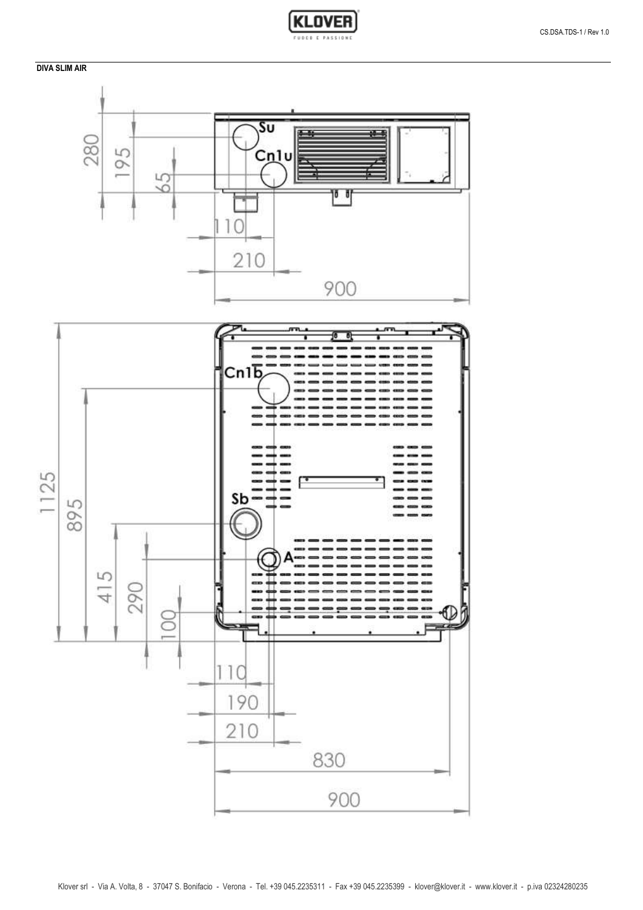**DIVA SLIM AIR**

Su

Cn1u

280

195

65

110

210

900

Cn1b

Sb

A

1125

895

415

290

100

110

190

210

830

900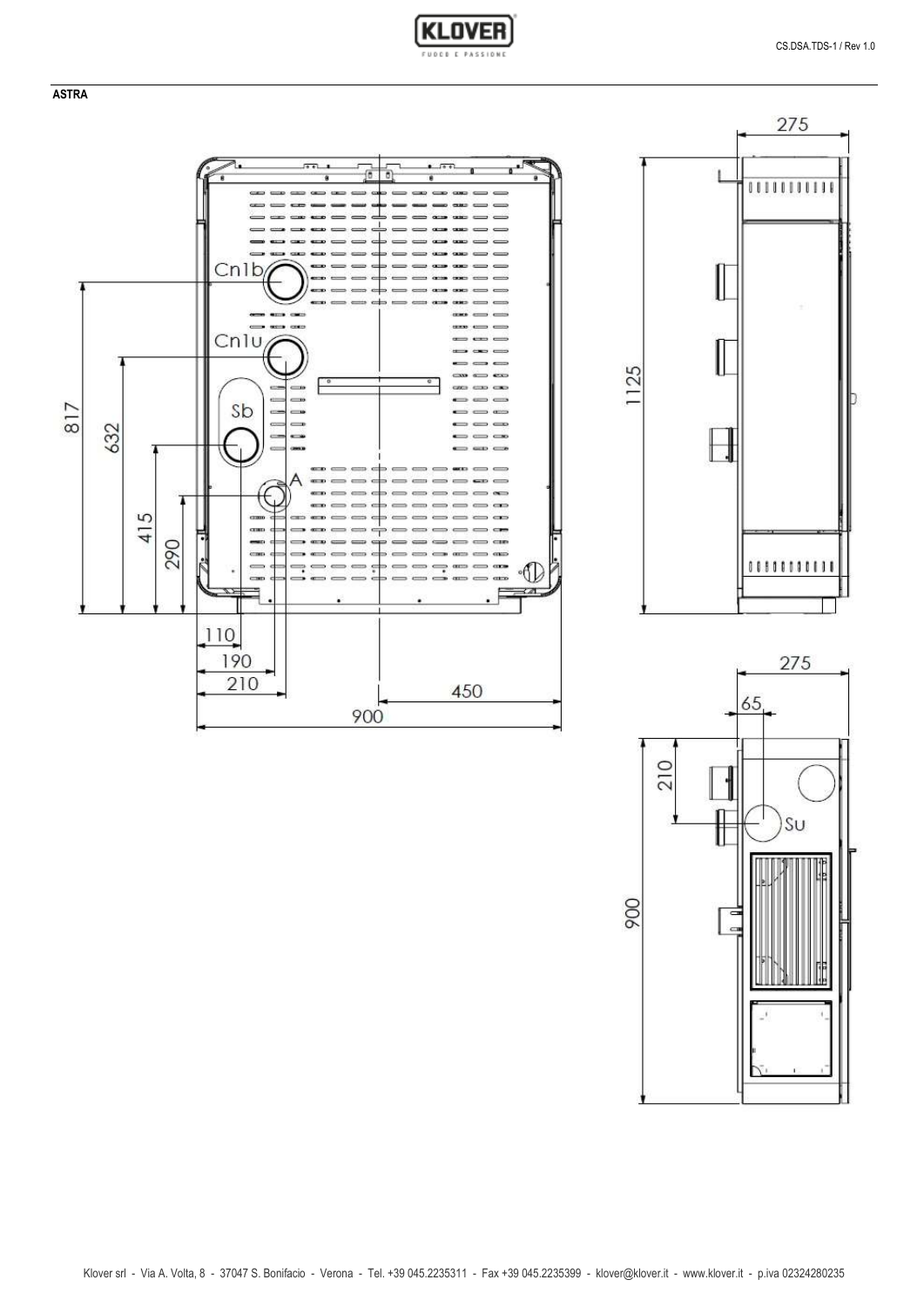**ASTRA**

Cn1b

Cn1u

Sb

A

817

632

415

290

110

190

210

450

900

275

1125

275

65

210

Su

900